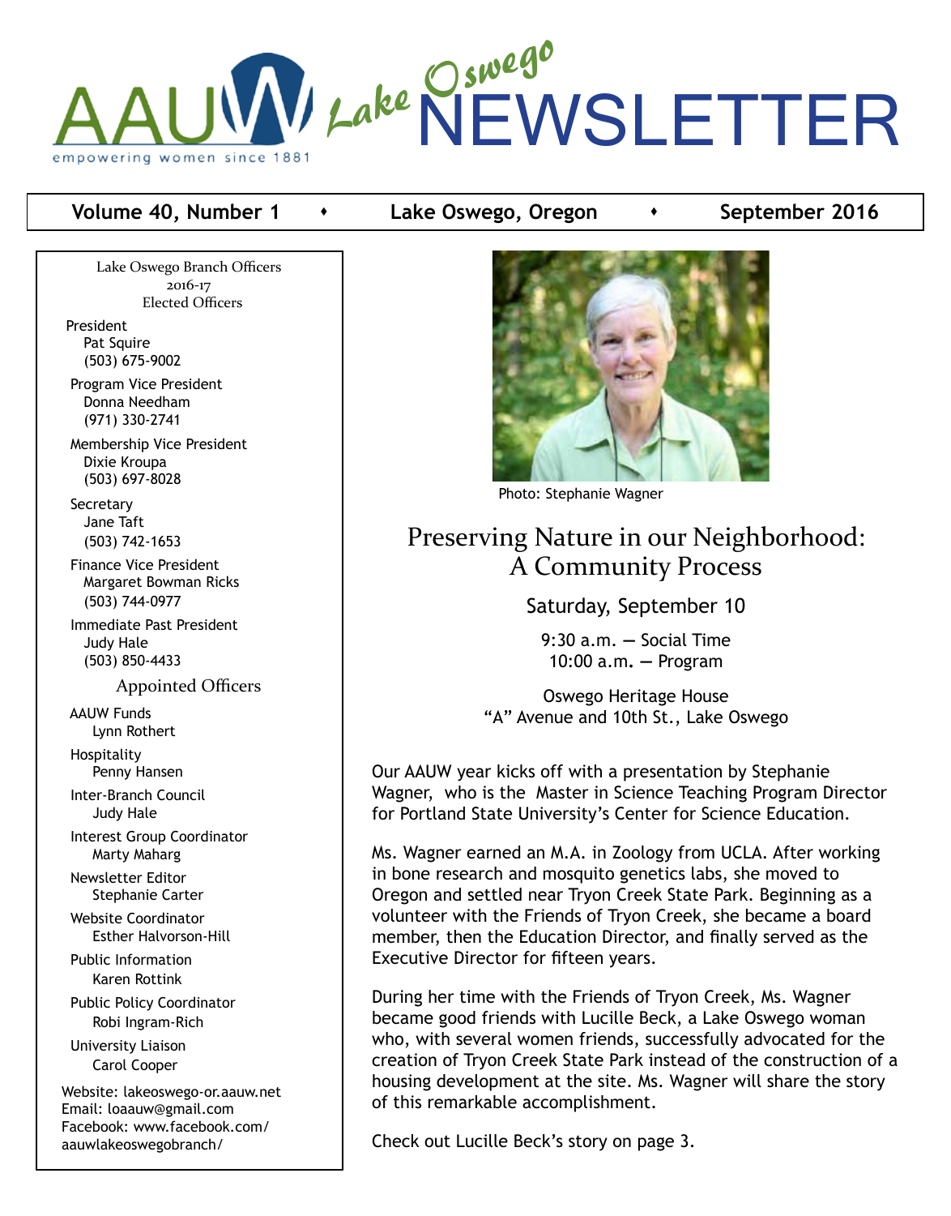# AAUW Lake Oswego NEWSLETTER

empowering women since 1881

**Volume 40, Number 1** • **Lake Oswego, Oregon** • **September 2016**

Lake Oswego Branch Officers
2016-17
Elected Officers

President
Pat Squire
(503) 675-9002

Program Vice President
Donna Needham
(971) 330-2741

Membership Vice President
Dixie Kroupa
(503) 697-8028

Secretary
Jane Taft
(503) 742-1653

Finance Vice President
Margaret Bowman Ricks
(503) 744-0977

Immediate Past President
Judy Hale
(503) 850-4433

Appointed Officers

AAUW Funds
Lynn Rothert

Hospitality
Penny Hansen

Inter-Branch Council
Judy Hale

Interest Group Coordinator
Marty Maharg

Newsletter Editor
Stephanie Carter

Website Coordinator
Esther Halvorson-Hill

Public Information
Karen Rottink

Public Policy Coordinator
Robi Ingram-Rich

University Liaison
Carol Cooper

Website: lakeoswego-or.aauw.net
Email: loaauw@gmail.com
Facebook: www.facebook.com/aauwlakeoswegobranch/

Photo: Stephanie Wagner

## Preserving Nature in our Neighborhood: A Community Process

Saturday, September 10

9:30 a.m. — Social Time
10:00 a.m. — Program

Oswego Heritage House
"A" Avenue and 10th St., Lake Oswego

Our AAUW year kicks off with a presentation by Stephanie Wagner, who is the Master in Science Teaching Program Director for Portland State University's Center for Science Education.

Ms. Wagner earned an M.A. in Zoology from UCLA. After working in bone research and mosquito genetics labs, she moved to Oregon and settled near Tryon Creek State Park. Beginning as a volunteer with the Friends of Tryon Creek, she became a board member, then the Education Director, and finally served as the Executive Director for fifteen years.

During her time with the Friends of Tryon Creek, Ms. Wagner became good friends with Lucille Beck, a Lake Oswego woman who, with several women friends, successfully advocated for the creation of Tryon Creek State Park instead of the construction of a housing development at the site. Ms. Wagner will share the story of this remarkable accomplishment.

Check out Lucille Beck's story on page 3.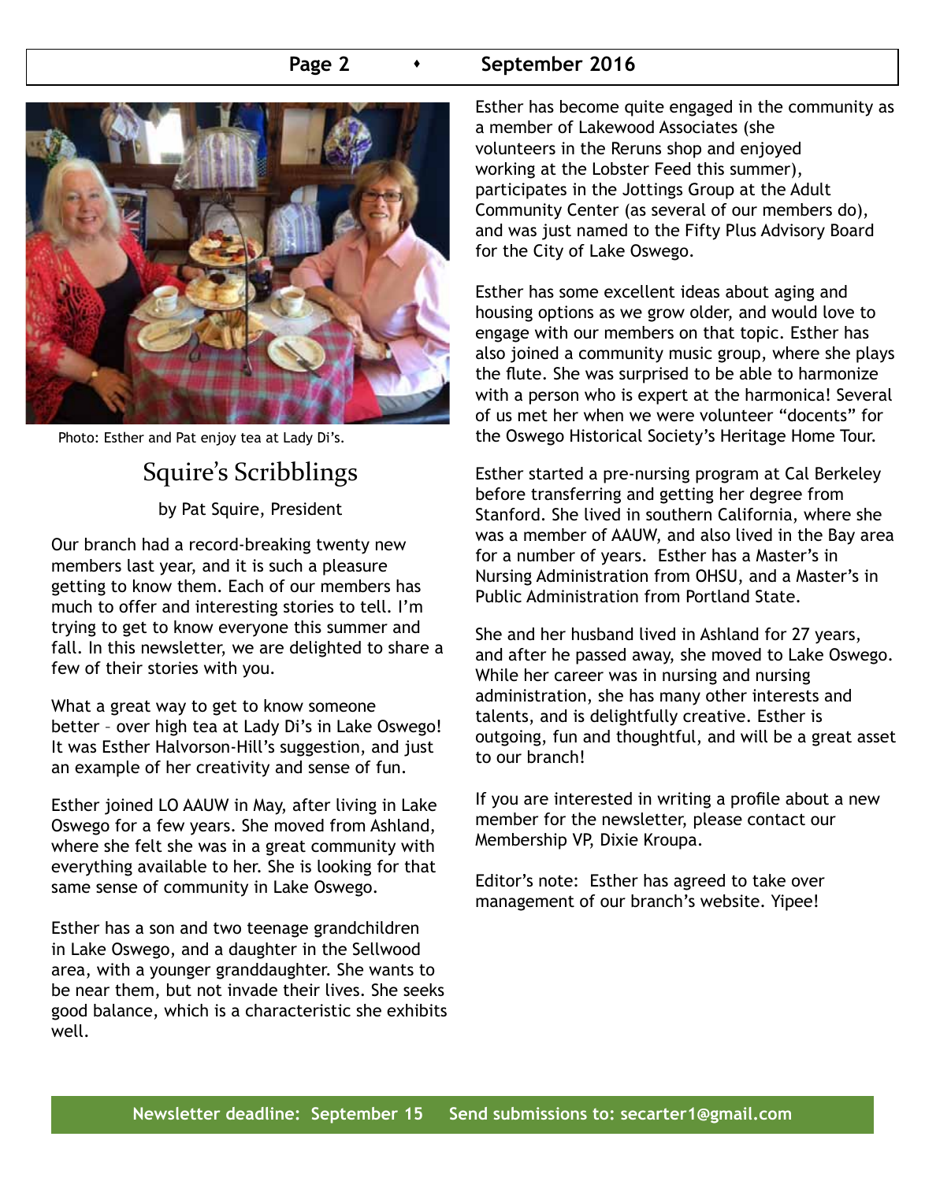Photo: Esther and Pat enjoy tea at Lady Di's.

## Squire's Scribblings

by Pat Squire, President

Our branch had a record-breaking twenty new members last year, and it is such a pleasure getting to know them. Each of our members has much to offer and interesting stories to tell. I'm trying to get to know everyone this summer and fall. In this newsletter, we are delighted to share a few of their stories with you.

What a great way to get to know someone better – over high tea at Lady Di's in Lake Oswego! It was Esther Halvorson-Hill's suggestion, and just an example of her creativity and sense of fun.

Esther joined LO AAUW in May, after living in Lake Oswego for a few years. She moved from Ashland, where she felt she was in a great community with everything available to her. She is looking for that same sense of community in Lake Oswego.

Esther has a son and two teenage grandchildren in Lake Oswego, and a daughter in the Sellwood area, with a younger granddaughter. She wants to be near them, but not invade their lives. She seeks good balance, which is a characteristic she exhibits well.

Esther has become quite engaged in the community as a member of Lakewood Associates (she volunteers in the Reruns shop and enjoyed working at the Lobster Feed this summer), participates in the Jottings Group at the Adult Community Center (as several of our members do), and was just named to the Fifty Plus Advisory Board for the City of Lake Oswego.

Esther has some excellent ideas about aging and housing options as we grow older, and would love to engage with our members on that topic. Esther has also joined a community music group, where she plays the flute. She was surprised to be able to harmonize with a person who is expert at the harmonica! Several of us met her when we were volunteer "docents" for the Oswego Historical Society's Heritage Home Tour.

Esther started a pre-nursing program at Cal Berkeley before transferring and getting her degree from Stanford. She lived in southern California, where she was a member of AAUW, and also lived in the Bay area for a number of years. Esther has a Master's in Nursing Administration from OHSU, and a Master's in Public Administration from Portland State.

She and her husband lived in Ashland for 27 years, and after he passed away, she moved to Lake Oswego. While her career was in nursing and nursing administration, she has many other interests and talents, and is delightfully creative. Esther is outgoing, fun and thoughtful, and will be a great asset to our branch!

If you are interested in writing a profile about a new member for the newsletter, please contact our Membership VP, Dixie Kroupa.

Editor's note: Esther has agreed to take over management of our branch's website. Yipee!

**Newsletter deadline: September 15 Send submissions to: secarter1@gmail.com**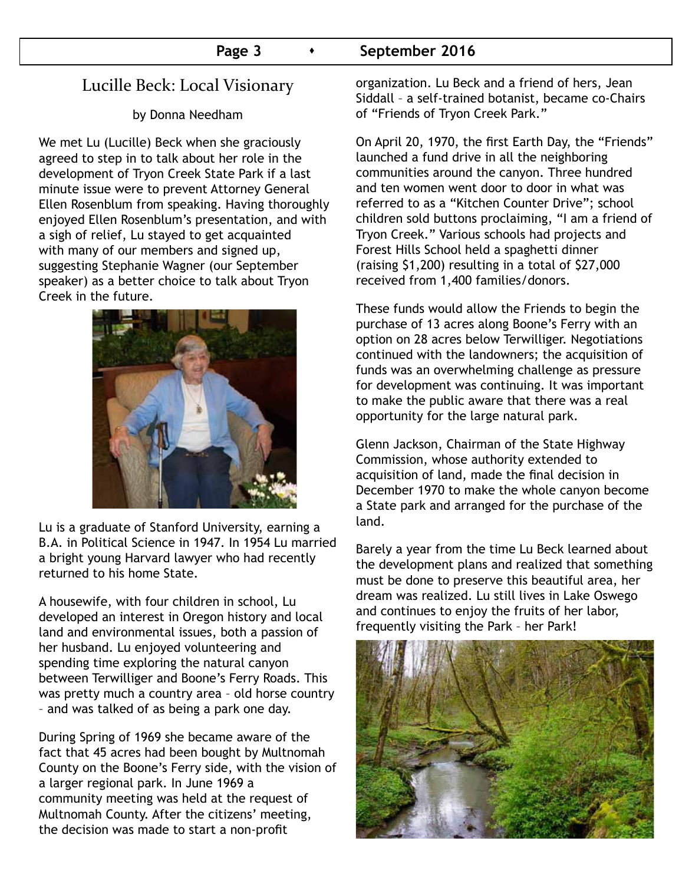## Lucille Beck: Local Visionary

by Donna Needham

We met Lu (Lucille) Beck when she graciously agreed to step in to talk about her role in the development of Tryon Creek State Park if a last minute issue were to prevent Attorney General Ellen Rosenblum from speaking. Having thoroughly enjoyed Ellen Rosenblum's presentation, and with a sigh of relief, Lu stayed to get acquainted with many of our members and signed up, suggesting Stephanie Wagner (our September speaker) as a better choice to talk about Tryon Creek in the future.

Lu is a graduate of Stanford University, earning a B.A. in Political Science in 1947. In 1954 Lu married a bright young Harvard lawyer who had recently returned to his home State.

A housewife, with four children in school, Lu developed an interest in Oregon history and local land and environmental issues, both a passion of her husband. Lu enjoyed volunteering and spending time exploring the natural canyon between Terwilliger and Boone's Ferry Roads. This was pretty much a country area – old horse country – and was talked of as being a park one day.

During Spring of 1969 she became aware of the fact that 45 acres had been bought by Multnomah County on the Boone's Ferry side, with the vision of a larger regional park. In June 1969 a community meeting was held at the request of Multnomah County. After the citizens' meeting, the decision was made to start a non-profit organization. Lu Beck and a friend of hers, Jean Siddall – a self-trained botanist, became co-Chairs of "Friends of Tryon Creek Park."

On April 20, 1970, the first Earth Day, the "Friends" launched a fund drive in all the neighboring communities around the canyon. Three hundred and ten women went door to door in what was referred to as a "Kitchen Counter Drive"; school children sold buttons proclaiming, "I am a friend of Tryon Creek." Various schools had projects and Forest Hills School held a spaghetti dinner (raising $1,200) resulting in a total of $27,000 received from 1,400 families/donors.

These funds would allow the Friends to begin the purchase of 13 acres along Boone's Ferry with an option on 28 acres below Terwilliger. Negotiations continued with the landowners; the acquisition of funds was an overwhelming challenge as pressure for development was continuing. It was important to make the public aware that there was a real opportunity for the large natural park.

Glenn Jackson, Chairman of the State Highway Commission, whose authority extended to acquisition of land, made the final decision in December 1970 to make the whole canyon become a State park and arranged for the purchase of the land.

Barely a year from the time Lu Beck learned about the development plans and realized that something must be done to preserve this beautiful area, her dream was realized. Lu still lives in Lake Oswego and continues to enjoy the fruits of her labor, frequently visiting the Park – her Park!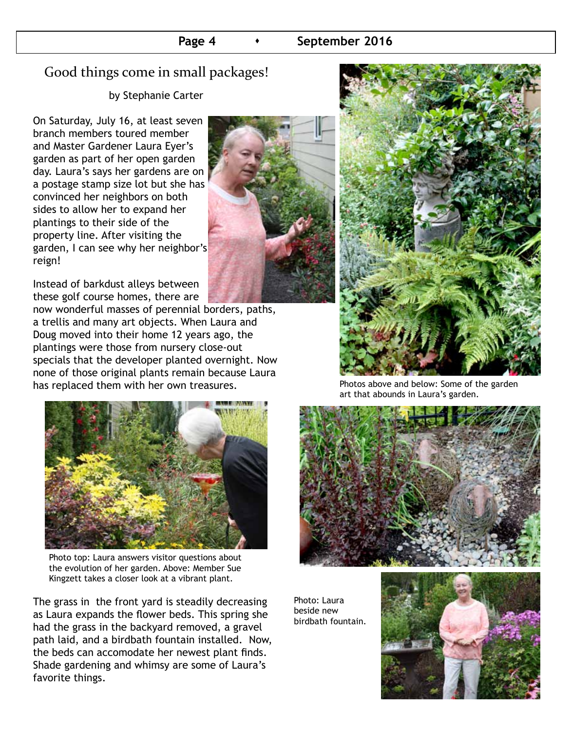# Good things come in small packages!

by Stephanie Carter

On Saturday, July 16, at least seven branch members toured member and Master Gardener Laura Eyer's garden as part of her open garden day. Laura's says her gardens are on a postage stamp size lot but she has convinced her neighbors on both sides to allow her to expand her plantings to their side of the property line. After visiting the garden, I can see why her neighbor's reign!

Instead of barkdust alleys between these golf course homes, there are now wonderful masses of perennial borders, paths, a trellis and many art objects. When Laura and Doug moved into their home 12 years ago, the plantings were those from nursery close-out specials that the developer planted overnight. Now none of those original plants remain because Laura has replaced them with her own treasures.

Photo top: Laura answers visitor questions about the evolution of her garden. Above: Member Sue Kingzett takes a closer look at a vibrant plant.

The grass in the front yard is steadily decreasing as Laura expands the flower beds. This spring she had the grass in the backyard removed, a gravel path laid, and a birdbath fountain installed. Now, the beds can accomodate her newest plant finds. Shade gardening and whimsy are some of Laura's favorite things.

Photos above and below: Some of the garden art that abounds in Laura's garden.

Photo: Laura beside new birdbath fountain.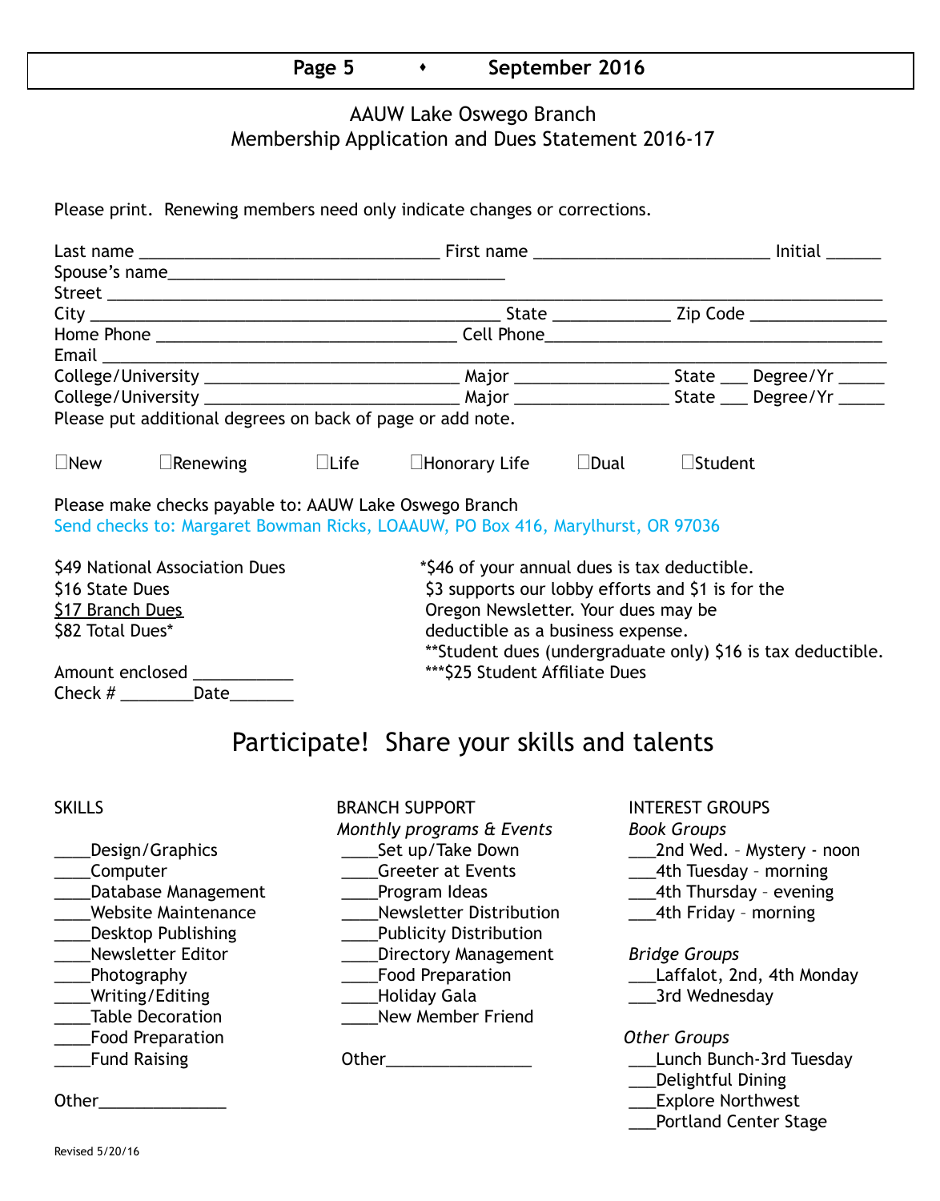# AAUW Lake Oswego Branch
## Membership Application and Dues Statement 2016-17

Please print. Renewing members need only indicate changes or corrections.

Last name ________________________________ First name __________________________ Initial ______
Spouse's name____________________________________
Street ____________________________________________________________________________
City ____________________________________________ State _____________ Zip Code _______________
Home Phone ________________________________ Cell Phone____________________________________
Email _____________________________________________________________________________
College/University ___________________________ Major ________________ State ___ Degree/Yr _____
College/University ___________________________ Major ________________ State ___ Degree/Yr _____
Please put additional degrees on back of page or add note.

☐New ☐Renewing ☐Life ☐Honorary Life ☐Dual ☐Student

Please make checks payable to: AAUW Lake Oswego Branch
Send checks to: Margaret Bowman Ricks, LOAAUW, PO Box 416, Marylhurst, OR 97036

$49 National Association Dues
$16 State Dues
<u>$17 Branch Dues</u>
$82 Total Dues*

Amount enclosed ___________
Check # ________Date_______

*$46 of your annual dues is tax deductible. $3 supports our lobby efforts and $1 is for the Oregon Newsletter. Your dues may be deductible as a business expense.
**Student dues (undergraduate only) $16 is tax deductible.
***$25 Student Affiliate Dues

## Participate! Share your skills and talents

SKILLS

____Design/Graphics
____Computer
____Database Management
____Website Maintenance
____Desktop Publishing
____Newsletter Editor
____Photography
____Writing/Editing
____Table Decoration
____Food Preparation
____Fund Raising

Other______________

BRANCH SUPPORT

*Monthly programs & Events*

____Set up/Take Down
____Greeter at Events
____Program Ideas
____Newsletter Distribution
____Publicity Distribution
____Directory Management
____Food Preparation
____Holiday Gala
____New Member Friend

Other________________

INTEREST GROUPS

*Book Groups*

___2nd Wed. – Mystery - noon
___4th Tuesday – morning
___4th Thursday – evening
___4th Friday – morning

*Bridge Groups*

___Laffalot, 2nd, 4th Monday
___3rd Wednesday

*Other Groups*

___Lunch Bunch-3rd Tuesday
___Delightful Dining
___Explore Northwest
___Portland Center Stage

Revised 5/20/16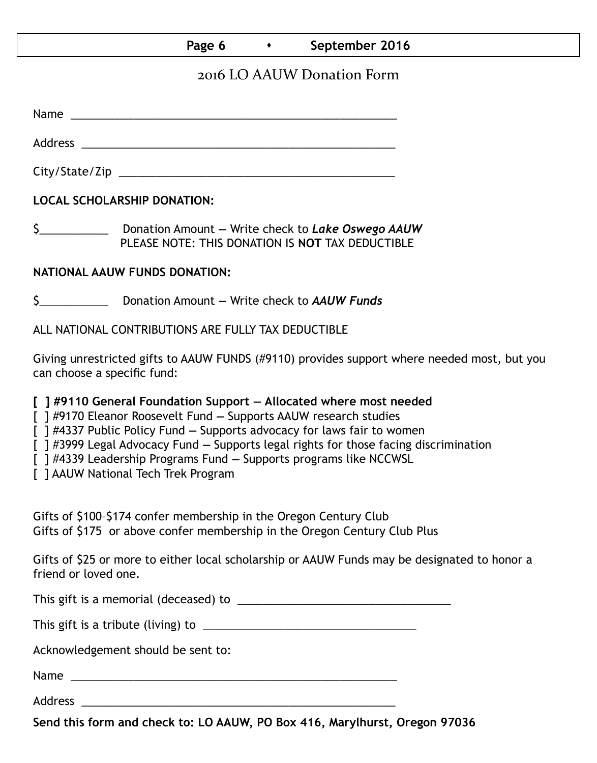# 2016 LO AAUW Donation Form

Name ______________________________________________________

Address ____________________________________________________

City/State/Zip _______________________________________________

**LOCAL SCHOLARSHIP DONATION:**

$___________ Donation Amount — Write check to ***Lake Oswego AAUW***
PLEASE NOTE: THIS DONATION IS **NOT** TAX DEDUCTIBLE

**NATIONAL AAUW FUNDS DONATION:**

$___________ Donation Amount — Write check to ***AAUW Funds***

ALL NATIONAL CONTRIBUTIONS ARE FULLY TAX DEDUCTIBLE

Giving unrestricted gifts to AAUW FUNDS (#9110) provides support where needed most, but you can choose a specific fund:

**[ ] #9110 General Foundation Support — Allocated where most needed**
[ ] #9170 Eleanor Roosevelt Fund — Supports AAUW research studies
[ ] #4337 Public Policy Fund — Supports advocacy for laws fair to women
[ ] #3999 Legal Advocacy Fund — Supports legal rights for those facing discrimination
[ ] #4339 Leadership Programs Fund — Supports programs like NCCWSL
[ ] AAUW National Tech Trek Program

Gifts of $100–$174 confer membership in the Oregon Century Club
Gifts of $175 or above confer membership in the Oregon Century Club Plus

Gifts of $25 or more to either local scholarship or AAUW Funds may be designated to honor a friend or loved one.

This gift is a memorial (deceased) to ___________________________________

This gift is a tribute (living) to ___________________________________

Acknowledgement should be sent to:

Name ______________________________________________________

Address ____________________________________________________

**Send this form and check to: LO AAUW, PO Box 416, Marylhurst, Oregon 97036**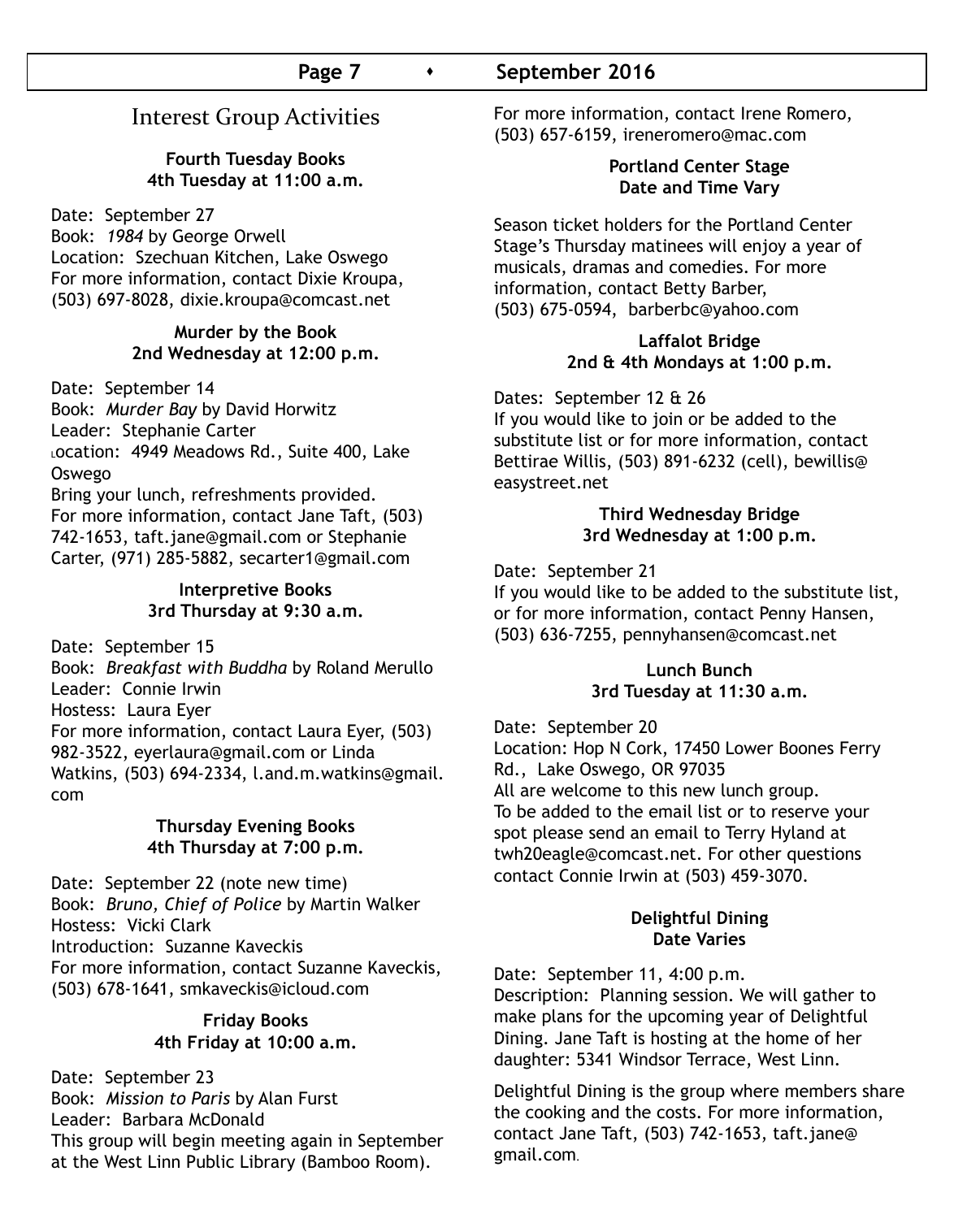## Interest Group Activities

**Fourth Tuesday Books**
**4th Tuesday at 11:00 a.m.**

Date: September 27
Book: *1984* by George Orwell
Location: Szechuan Kitchen, Lake Oswego
For more information, contact Dixie Kroupa, (503) 697-8028, dixie.kroupa@comcast.net

**Murder by the Book**
**2nd Wednesday at 12:00 p.m.**

Date: September 14
Book: *Murder Bay* by David Horwitz
Leader: Stephanie Carter
Location: 4949 Meadows Rd., Suite 400, Lake Oswego
Bring your lunch, refreshments provided.
For more information, contact Jane Taft, (503) 742-1653, taft.jane@gmail.com or Stephanie Carter, (971) 285-5882, secarter1@gmail.com

**Interpretive Books**
**3rd Thursday at 9:30 a.m.**

Date: September 15
Book: *Breakfast with Buddha* by Roland Merullo
Leader: Connie Irwin
Hostess: Laura Eyer
For more information, contact Laura Eyer, (503) 982-3522, eyerlaura@gmail.com or Linda Watkins, (503) 694-2334, l.and.m.watkins@gmail.com

**Thursday Evening Books**
**4th Thursday at 7:00 p.m.**

Date: September 22 (note new time)
Book: *Bruno, Chief of Police* by Martin Walker
Hostess: Vicki Clark
Introduction: Suzanne Kaveckis
For more information, contact Suzanne Kaveckis, (503) 678-1641, smkaveckis@icloud.com

**Friday Books**
**4th Friday at 10:00 a.m.**

Date: September 23
Book: *Mission to Paris* by Alan Furst
Leader: Barbara McDonald
This group will begin meeting again in September at the West Linn Public Library (Bamboo Room).
For more information, contact Irene Romero, (503) 657-6159, ireneromero@mac.com

**Portland Center Stage**
**Date and Time Vary**

Season ticket holders for the Portland Center Stage's Thursday matinees will enjoy a year of musicals, dramas and comedies. For more information, contact Betty Barber, (503) 675-0594, barberbc@yahoo.com

**Laffalot Bridge**
**2nd & 4th Mondays at 1:00 p.m.**

Dates: September 12 & 26
If you would like to join or be added to the substitute list or for more information, contact Bettirae Willis, (503) 891-6232 (cell), bewillis@easystreet.net

**Third Wednesday Bridge**
**3rd Wednesday at 1:00 p.m.**

Date: September 21
If you would like to be added to the substitute list, or for more information, contact Penny Hansen, (503) 636-7255, pennyhansen@comcast.net

**Lunch Bunch**
**3rd Tuesday at 11:30 a.m.**

Date: September 20
Location: Hop N Cork, 17450 Lower Boones Ferry Rd., Lake Oswego, OR 97035
All are welcome to this new lunch group.
To be added to the email list or to reserve your spot please send an email to Terry Hyland at twh20eagle@comcast.net. For other questions contact Connie Irwin at (503) 459-3070.

**Delightful Dining**
**Date Varies**

Date: September 11, 4:00 p.m.
Description: Planning session. We will gather to make plans for the upcoming year of Delightful Dining. Jane Taft is hosting at the home of her daughter: 5341 Windsor Terrace, West Linn.

Delightful Dining is the group where members share the cooking and the costs. For more information, contact Jane Taft, (503) 742-1653, taft.jane@gmail.com.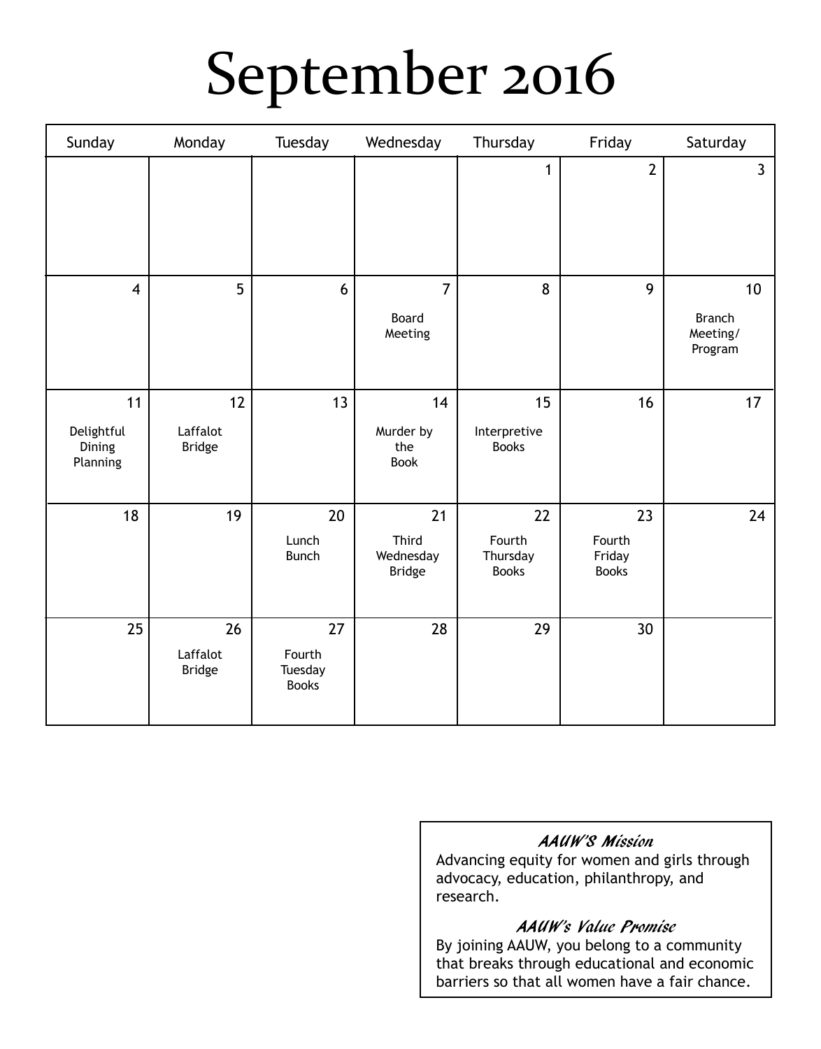# September 2016

| Sunday | Monday | Tuesday | Wednesday | Thursday | Friday | Saturday |
| --- | --- | --- | --- | --- | --- | --- |
| | | | | 1 | 2 | 3 |
| 4 | 5 | 6 | 7<br>Board Meeting | 8 | 9 | 10<br>Branch Meeting/ Program |
| 11<br>Delightful Dining Planning | 12<br>Laffalot Bridge | 13 | 14<br>Murder by the Book | 15<br>Interpretive Books | 16 | 17 |
| 18 | 19 | 20<br>Lunch Bunch | 21<br>Third Wednesday Bridge | 22<br>Fourth Thursday Books | 23<br>Fourth Friday Books | 24 |
| 25 | 26<br>Laffalot Bridge | 27<br>Fourth Tuesday Books | 28 | 29 | 30 | |

***AAUW'S Mission***

Advancing equity for women and girls through advocacy, education, philanthropy, and research.

***AAUW's Value Promise***

By joining AAUW, you belong to a community that breaks through educational and economic barriers so that all women have a fair chance.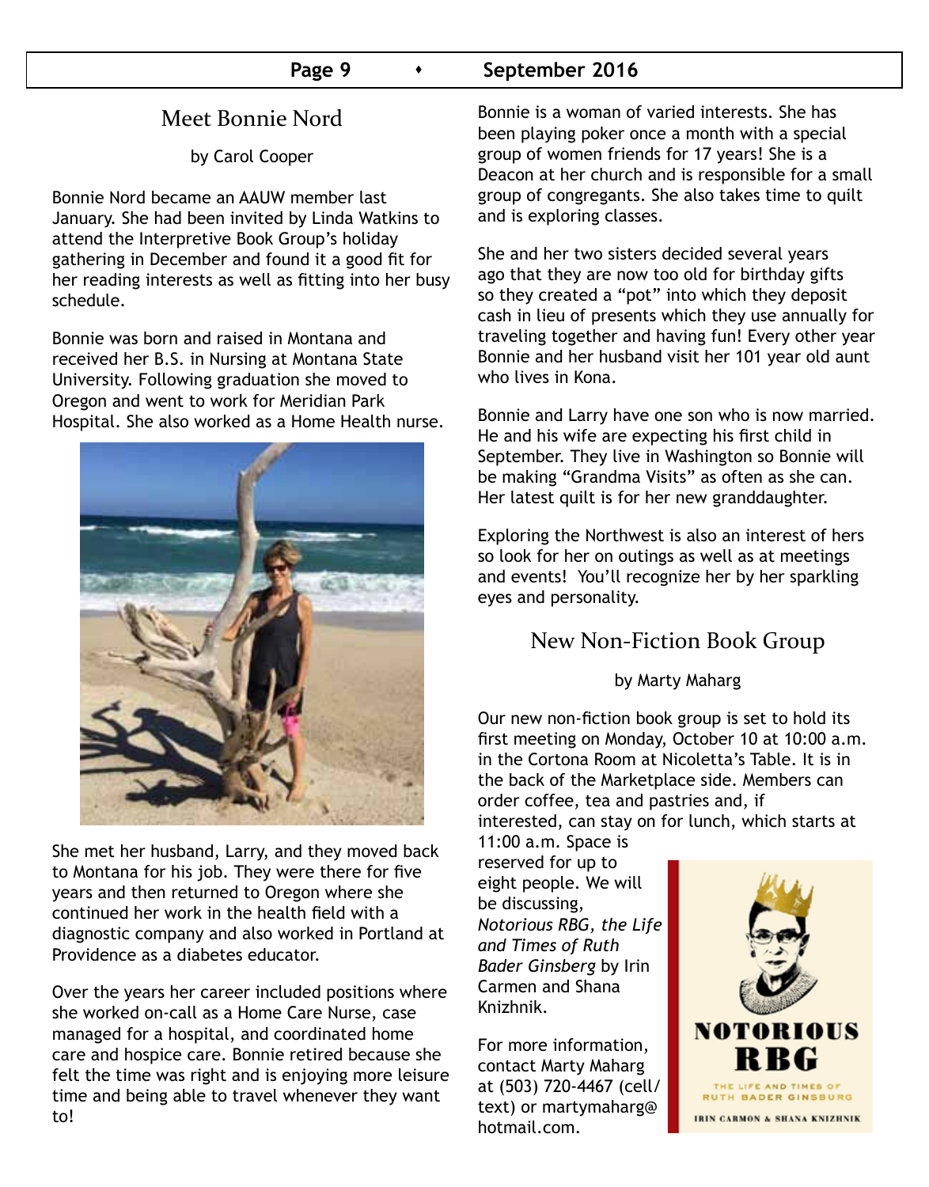## Meet Bonnie Nord

by Carol Cooper

Bonnie Nord became an AAUW member last January. She had been invited by Linda Watkins to attend the Interpretive Book Group's holiday gathering in December and found it a good fit for her reading interests as well as fitting into her busy schedule.

Bonnie was born and raised in Montana and received her B.S. in Nursing at Montana State University. Following graduation she moved to Oregon and went to work for Meridian Park Hospital. She also worked as a Home Health nurse.

She met her husband, Larry, and they moved back to Montana for his job. They were there for five years and then returned to Oregon where she continued her work in the health field with a diagnostic company and also worked in Portland at Providence as a diabetes educator.

Over the years her career included positions where she worked on-call as a Home Care Nurse, case managed for a hospital, and coordinated home care and hospice care. Bonnie retired because she felt the time was right and is enjoying more leisure time and being able to travel whenever they want to!

Bonnie is a woman of varied interests. She has been playing poker once a month with a special group of women friends for 17 years! She is a Deacon at her church and is responsible for a small group of congregants. She also takes time to quilt and is exploring classes.

She and her two sisters decided several years ago that they are now too old for birthday gifts so they created a "pot" into which they deposit cash in lieu of presents which they use annually for traveling together and having fun! Every other year Bonnie and her husband visit her 101 year old aunt who lives in Kona.

Bonnie and Larry have one son who is now married. He and his wife are expecting his first child in September. They live in Washington so Bonnie will be making "Grandma Visits" as often as she can. Her latest quilt is for her new granddaughter.

Exploring the Northwest is also an interest of hers so look for her on outings as well as at meetings and events! You'll recognize her by her sparkling eyes and personality.

## New Non-Fiction Book Group

by Marty Maharg

Our new non-fiction book group is set to hold its first meeting on Monday, October 10 at 10:00 a.m. in the Cortona Room at Nicoletta's Table. It is in the back of the Marketplace side. Members can order coffee, tea and pastries and, if interested, can stay on for lunch, which starts at 11:00 a.m. Space is reserved for up to eight people. We will be discussing, *Notorious RBG, the Life and Times of Ruth Bader Ginsberg* by Irin Carmen and Shana Knizhnik.

For more information, contact Marty Maharg at (503) 720-4467 (cell/text) or martymaharg@hotmail.com.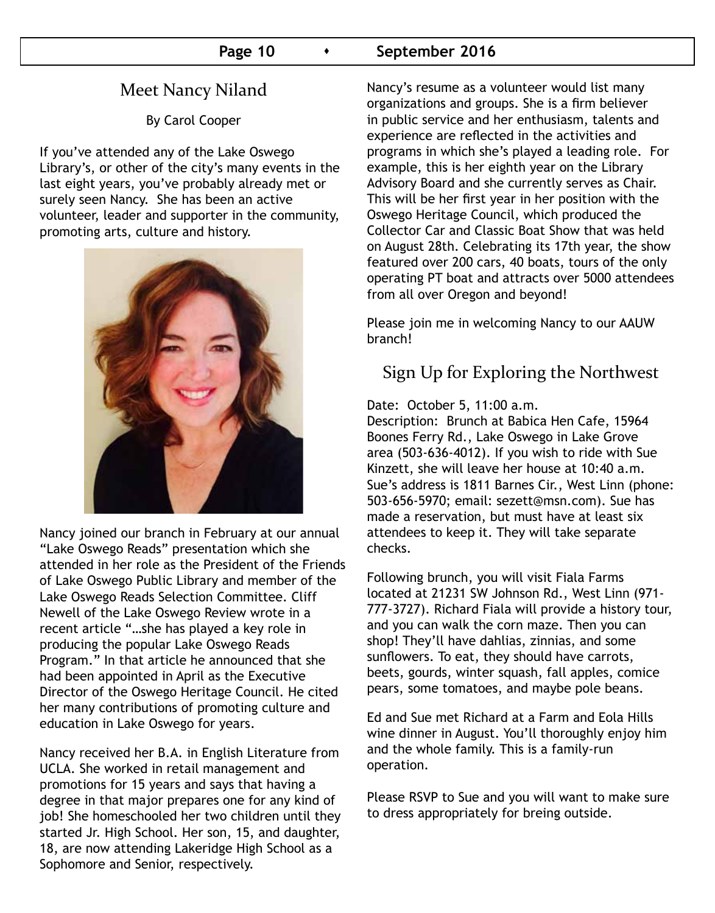## Meet Nancy Niland

By Carol Cooper

If you've attended any of the Lake Oswego Library's, or other of the city's many events in the last eight years, you've probably already met or surely seen Nancy. She has been an active volunteer, leader and supporter in the community, promoting arts, culture and history.

Nancy joined our branch in February at our annual "Lake Oswego Reads" presentation which she attended in her role as the President of the Friends of Lake Oswego Public Library and member of the Lake Oswego Reads Selection Committee. Cliff Newell of the Lake Oswego Review wrote in a recent article "…she has played a key role in producing the popular Lake Oswego Reads Program." In that article he announced that she had been appointed in April as the Executive Director of the Oswego Heritage Council. He cited her many contributions of promoting culture and education in Lake Oswego for years.

Nancy received her B.A. in English Literature from UCLA. She worked in retail management and promotions for 15 years and says that having a degree in that major prepares one for any kind of job! She homeschooled her two children until they started Jr. High School. Her son, 15, and daughter, 18, are now attending Lakeridge High School as a Sophomore and Senior, respectively.

Nancy's resume as a volunteer would list many organizations and groups. She is a firm believer in public service and her enthusiasm, talents and experience are reflected in the activities and programs in which she's played a leading role. For example, this is her eighth year on the Library Advisory Board and she currently serves as Chair. This will be her first year in her position with the Oswego Heritage Council, which produced the Collector Car and Classic Boat Show that was held on August 28th. Celebrating its 17th year, the show featured over 200 cars, 40 boats, tours of the only operating PT boat and attracts over 5000 attendees from all over Oregon and beyond!

Please join me in welcoming Nancy to our AAUW branch!

## Sign Up for Exploring the Northwest

Date: October 5, 11:00 a.m.
Description: Brunch at Babica Hen Cafe, 15964 Boones Ferry Rd., Lake Oswego in Lake Grove area (503-636-4012). If you wish to ride with Sue Kinzett, she will leave her house at 10:40 a.m. Sue's address is 1811 Barnes Cir., West Linn (phone: 503-656-5970; email: sezett@msn.com). Sue has made a reservation, but must have at least six attendees to keep it. They will take separate checks.

Following brunch, you will visit Fiala Farms located at 21231 SW Johnson Rd., West Linn (971-777-3727). Richard Fiala will provide a history tour, and you can walk the corn maze. Then you can shop! They'll have dahlias, zinnias, and some sunflowers. To eat, they should have carrots, beets, gourds, winter squash, fall apples, comice pears, some tomatoes, and maybe pole beans.

Ed and Sue met Richard at a Farm and Eola Hills wine dinner in August. You'll thoroughly enjoy him and the whole family. This is a family-run operation.

Please RSVP to Sue and you will want to make sure to dress appropriately for breing outside.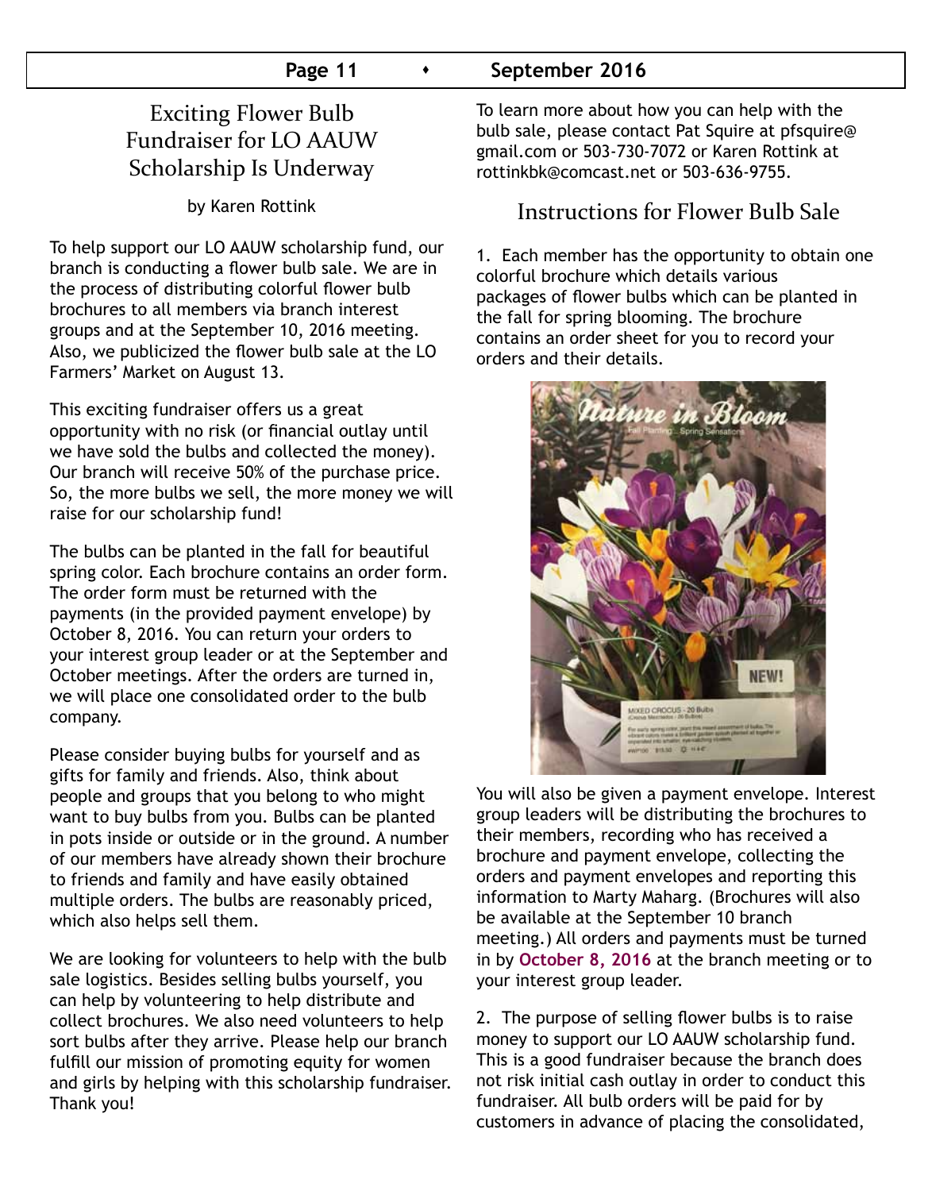## Exciting Flower Bulb Fundraiser for LO AAUW Scholarship Is Underway

by Karen Rottink

To help support our LO AAUW scholarship fund, our branch is conducting a flower bulb sale. We are in the process of distributing colorful flower bulb brochures to all members via branch interest groups and at the September 10, 2016 meeting. Also, we publicized the flower bulb sale at the LO Farmers' Market on August 13.

This exciting fundraiser offers us a great opportunity with no risk (or financial outlay until we have sold the bulbs and collected the money). Our branch will receive 50% of the purchase price. So, the more bulbs we sell, the more money we will raise for our scholarship fund!

The bulbs can be planted in the fall for beautiful spring color. Each brochure contains an order form. The order form must be returned with the payments (in the provided payment envelope) by October 8, 2016. You can return your orders to your interest group leader or at the September and October meetings. After the orders are turned in, we will place one consolidated order to the bulb company.

Please consider buying bulbs for yourself and as gifts for family and friends. Also, think about people and groups that you belong to who might want to buy bulbs from you. Bulbs can be planted in pots inside or outside or in the ground. A number of our members have already shown their brochure to friends and family and have easily obtained multiple orders. The bulbs are reasonably priced, which also helps sell them.

We are looking for volunteers to help with the bulb sale logistics. Besides selling bulbs yourself, you can help by volunteering to help distribute and collect brochures. We also need volunteers to help sort bulbs after they arrive. Please help our branch fulfill our mission of promoting equity for women and girls by helping with this scholarship fundraiser. Thank you!

To learn more about how you can help with the bulb sale, please contact Pat Squire at pfsquire@gmail.com or 503-730-7072 or Karen Rottink at rottinkbk@comcast.net or 503-636-9755.

## Instructions for Flower Bulb Sale

1. Each member has the opportunity to obtain one colorful brochure which details various packages of flower bulbs which can be planted in the fall for spring blooming. The brochure contains an order sheet for you to record your orders and their details.

You will also be given a payment envelope. Interest group leaders will be distributing the brochures to their members, recording who has received a brochure and payment envelope, collecting the orders and payment envelopes and reporting this information to Marty Maharg. (Brochures will also be available at the September 10 branch meeting.) All orders and payments must be turned in by **October 8, 2016** at the branch meeting or to your interest group leader.

2. The purpose of selling flower bulbs is to raise money to support our LO AAUW scholarship fund. This is a good fundraiser because the branch does not risk initial cash outlay in order to conduct this fundraiser. All bulb orders will be paid for by customers in advance of placing the consolidated,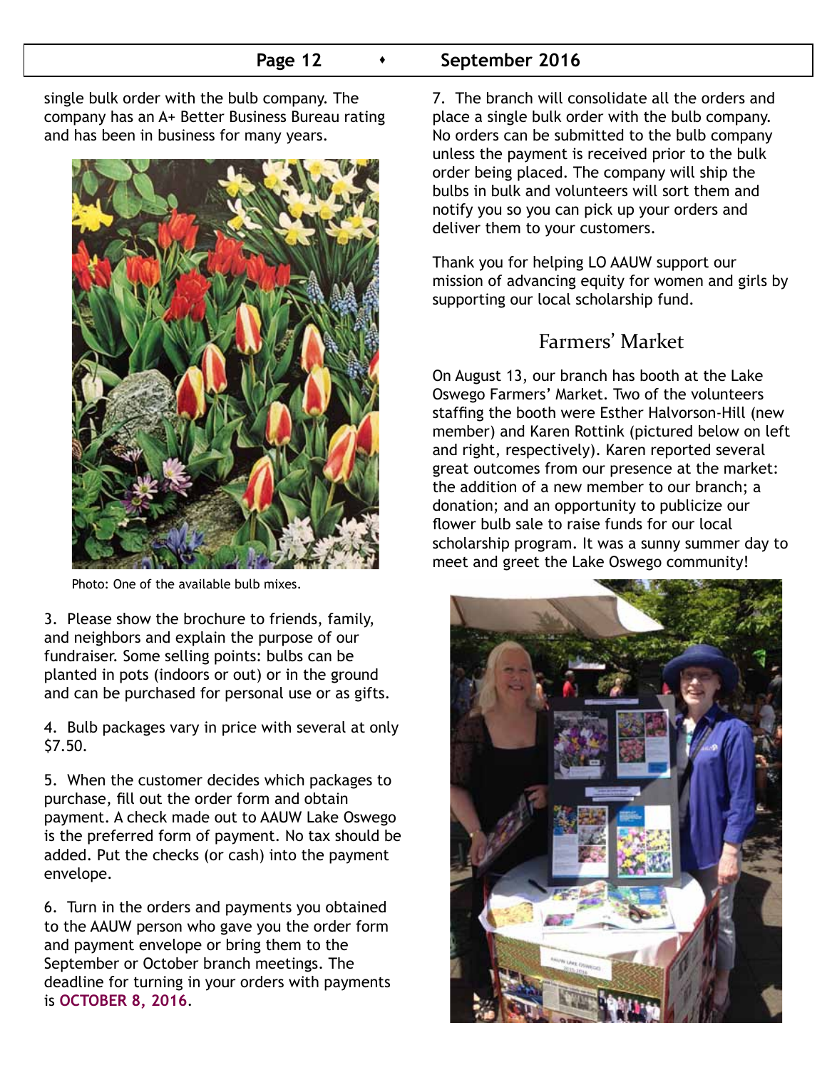single bulk order with the bulb company. The company has an A+ Better Business Bureau rating and has been in business for many years.

Photo: One of the available bulb mixes.

3. Please show the brochure to friends, family, and neighbors and explain the purpose of our fundraiser. Some selling points: bulbs can be planted in pots (indoors or out) or in the ground and can be purchased for personal use or as gifts.

4. Bulb packages vary in price with several at only $7.50.

5. When the customer decides which packages to purchase, fill out the order form and obtain payment. A check made out to AAUW Lake Oswego is the preferred form of payment. No tax should be added. Put the checks (or cash) into the payment envelope.

6. Turn in the orders and payments you obtained to the AAUW person who gave you the order form and payment envelope or bring them to the September or October branch meetings. The deadline for turning in your orders with payments is **OCTOBER 8, 2016**.

7. The branch will consolidate all the orders and place a single bulk order with the bulb company. No orders can be submitted to the bulb company unless the payment is received prior to the bulk order being placed. The company will ship the bulbs in bulk and volunteers will sort them and notify you so you can pick up your orders and deliver them to your customers.

Thank you for helping LO AAUW support our mission of advancing equity for women and girls by supporting our local scholarship fund.

## Farmers' Market

On August 13, our branch has booth at the Lake Oswego Farmers' Market. Two of the volunteers staffing the booth were Esther Halvorson-Hill (new member) and Karen Rottink (pictured below on left and right, respectively). Karen reported several great outcomes from our presence at the market: the addition of a new member to our branch; a donation; and an opportunity to publicize our flower bulb sale to raise funds for our local scholarship program. It was a sunny summer day to meet and greet the Lake Oswego community!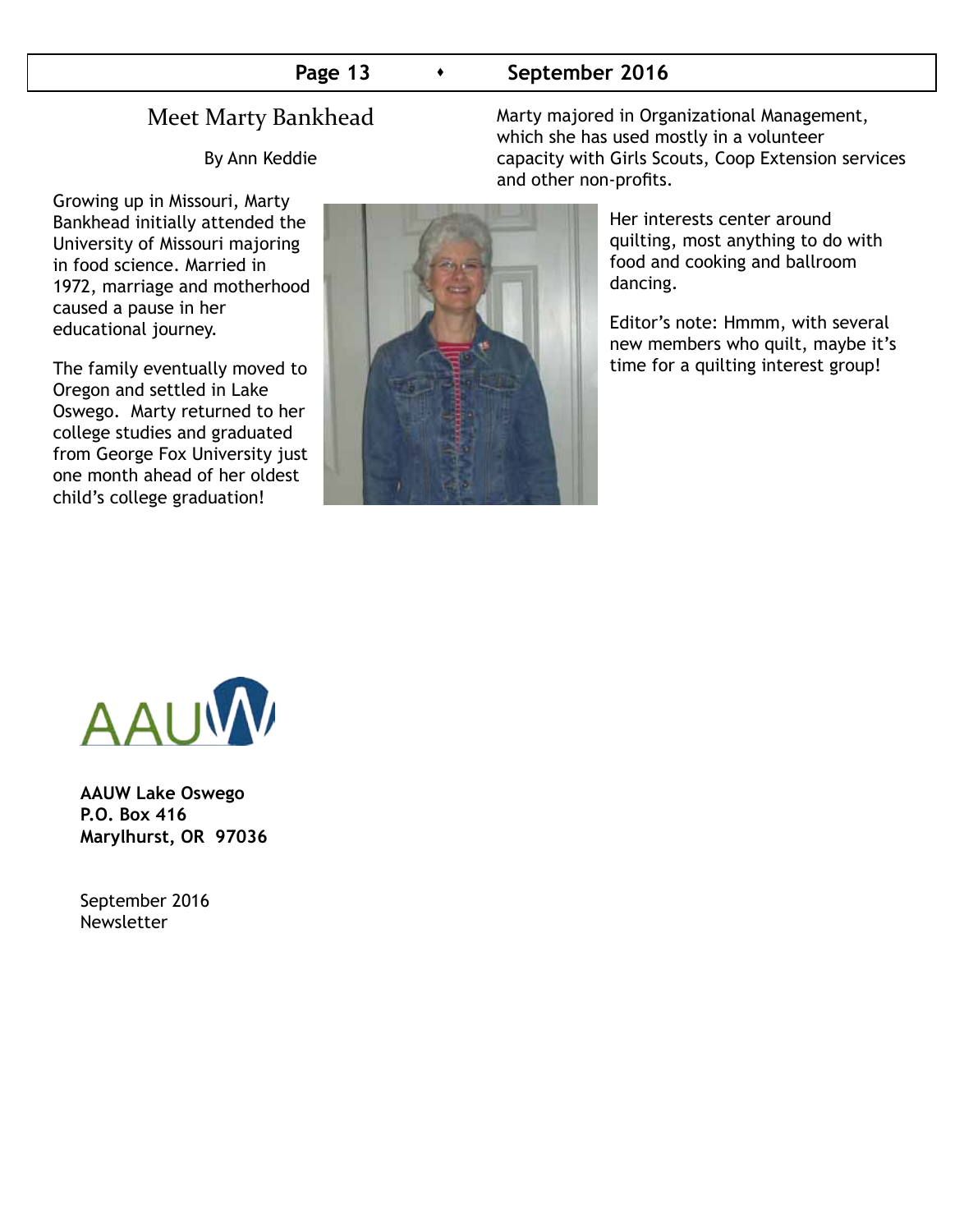## Meet Marty Bankhead

By Ann Keddie

Growing up in Missouri, Marty Bankhead initially attended the University of Missouri majoring in food science. Married in 1972, marriage and motherhood caused a pause in her educational journey.

The family eventually moved to Oregon and settled in Lake Oswego. Marty returned to her college studies and graduated from George Fox University just one month ahead of her oldest child's college graduation!

Marty majored in Organizational Management, which she has used mostly in a volunteer capacity with Girls Scouts, Coop Extension services and other non-profits.

Her interests center around quilting, most anything to do with food and cooking and ballroom dancing.

Editor's note: Hmmm, with several new members who quilt, maybe it's time for a quilting interest group!

AAUW

**AAUW Lake Oswego**
**P.O. Box 416**
**Marylhurst, OR 97036**

September 2016
Newsletter